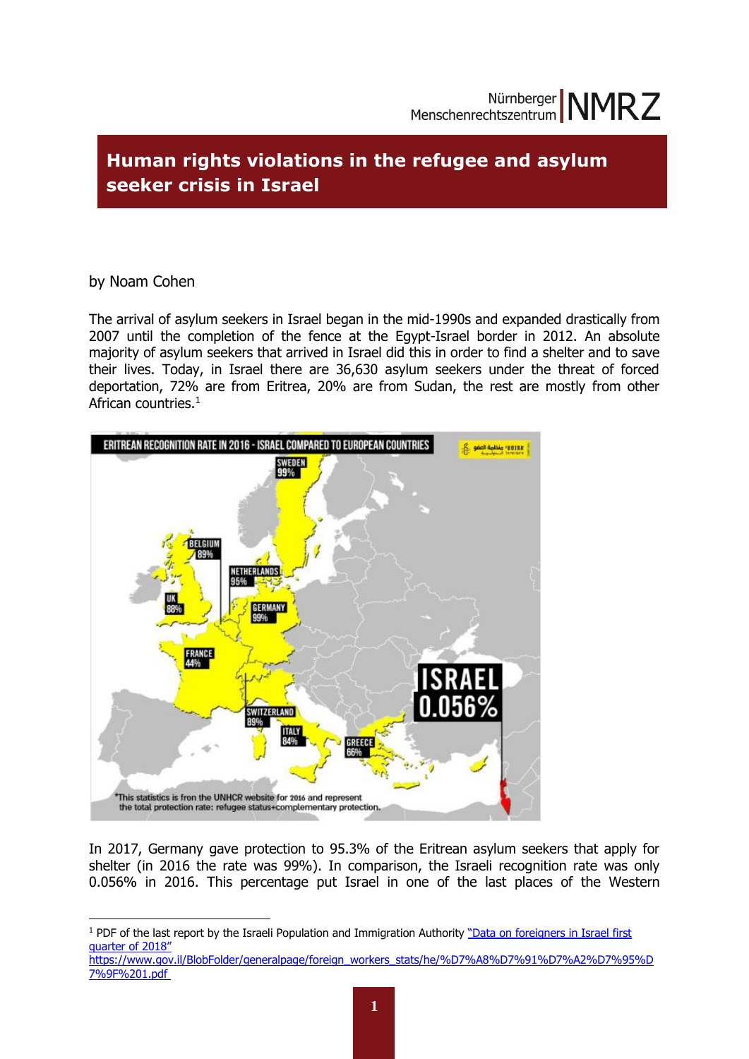# Human rights violations in the refugee and asylum seeker crisis in Israel

by Noam Cohen

The arrival of asylum seekers in Israel began in the mid-1990s and expanded drastically from 2007 until the completion of the fence at the Egypt-Israel border in 2012. An absolute majority of asylum seekers that arrived in Israel did this in order to find a shelter and to save their lives. Today, in Israel there are 36,630 asylum seekers under the threat of forced deportation, 72% are from Eritrea, 20% are from Sudan, the rest are mostly from other African countries.[1]

ERITREAN RECOGNITION RATE IN 2016 - ISRAEL COMPARED TO EUROPEAN COUNTRIES

SWEDEN 99%, BELGIUM 89%, NETHERLANDS 95%, UK 88%, GERMANY 99%, FRANCE 44%, SWITZERLAND 89%, ITALY 84%, GREECE 66%, ISRAEL 0.056%

*This statistics is from the UNHCR website for 2016 and represent the total protection rate: refugee status+complementary protection.

In 2017, Germany gave protection to 95.3% of the Eritrean asylum seekers that apply for shelter (in 2016 the rate was 99%). In comparison, the Israeli recognition rate was only 0.056% in 2016. This percentage put Israel in one of the last places of the Western

---

[1] PDF of the last report by the Israeli Population and Immigration Authority "Data on foreigners in Israel first quarter of 2018" https://www.gov.il/BlobFolder/generalpage/foreign_workers_stats/he/%D7%A8%D7%91%D7%A2%D7%95%D7%9F%201.pdf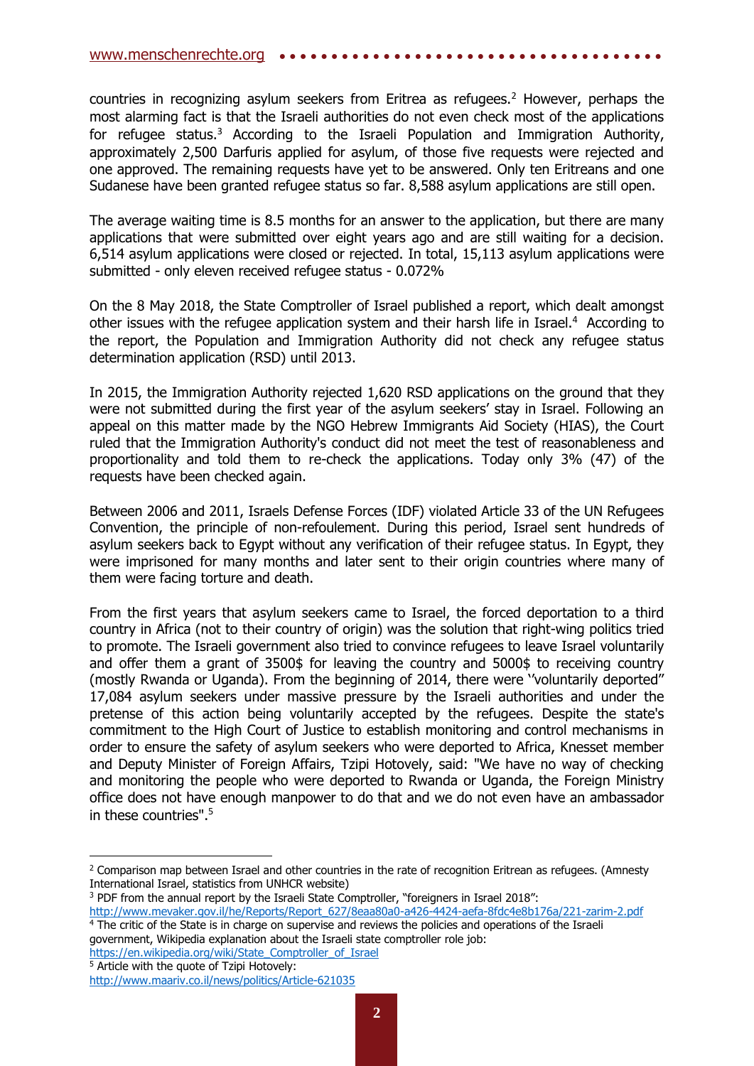countries in recognizing asylum seekers from Eritrea as refugees.[2] However, perhaps the most alarming fact is that the Israeli authorities do not even check most of the applications for refugee status.[3] According to the Israeli Population and Immigration Authority, approximately 2,500 Darfuris applied for asylum, of those five requests were rejected and one approved. The remaining requests have yet to be answered. Only ten Eritreans and one Sudanese have been granted refugee status so far. 8,588 asylum applications are still open.

The average waiting time is 8.5 months for an answer to the application, but there are many applications that were submitted over eight years ago and are still waiting for a decision. 6,514 asylum applications were closed or rejected. In total, 15,113 asylum applications were submitted - only eleven received refugee status - 0.072%

On the 8 May 2018, the State Comptroller of Israel published a report, which dealt amongst other issues with the refugee application system and their harsh life in Israel.[4] According to the report, the Population and Immigration Authority did not check any refugee status determination application (RSD) until 2013.

In 2015, the Immigration Authority rejected 1,620 RSD applications on the ground that they were not submitted during the first year of the asylum seekers' stay in Israel. Following an appeal on this matter made by the NGO Hebrew Immigrants Aid Society (HIAS), the Court ruled that the Immigration Authority's conduct did not meet the test of reasonableness and proportionality and told them to re-check the applications. Today only 3% (47) of the requests have been checked again.

Between 2006 and 2011, Israels Defense Forces (IDF) violated Article 33 of the UN Refugees Convention, the principle of non-refoulement. During this period, Israel sent hundreds of asylum seekers back to Egypt without any verification of their refugee status. In Egypt, they were imprisoned for many months and later sent to their origin countries where many of them were facing torture and death.

From the first years that asylum seekers came to Israel, the forced deportation to a third country in Africa (not to their country of origin) was the solution that right-wing politics tried to promote. The Israeli government also tried to convince refugees to leave Israel voluntarily and offer them a grant of 3500$ for leaving the country and 5000$ to receiving country (mostly Rwanda or Uganda). From the beginning of 2014, there were ''voluntarily deported" 17,084 asylum seekers under massive pressure by the Israeli authorities and under the pretense of this action being voluntarily accepted by the refugees. Despite the state's commitment to the High Court of Justice to establish monitoring and control mechanisms in order to ensure the safety of asylum seekers who were deported to Africa, Knesset member and Deputy Minister of Foreign Affairs, Tzipi Hotovely, said: "We have no way of checking and monitoring the people who were deported to Rwanda or Uganda, the Foreign Ministry office does not have enough manpower to do that and we do not even have an ambassador in these countries".[5]

---

[2] Comparison map between Israel and other countries in the rate of recognition Eritrean as refugees. (Amnesty International Israel, statistics from UNHCR website)

[3] PDF from the annual report by the Israeli State Comptroller, "foreigners in Israel 2018": http://www.mevaker.gov.il/he/Reports/Report_627/8eaa80a0-a426-4424-aefa-8fdc4e8b176a/221-zarim-2.pdf

[4] The critic of the State is in charge on supervise and reviews the policies and operations of the Israeli government, Wikipedia explanation about the Israeli state comptroller role job: https://en.wikipedia.org/wiki/State_Comptroller_of_Israel

[5] Article with the quote of Tzipi Hotovely: http://www.maariv.co.il/news/politics/Article-621035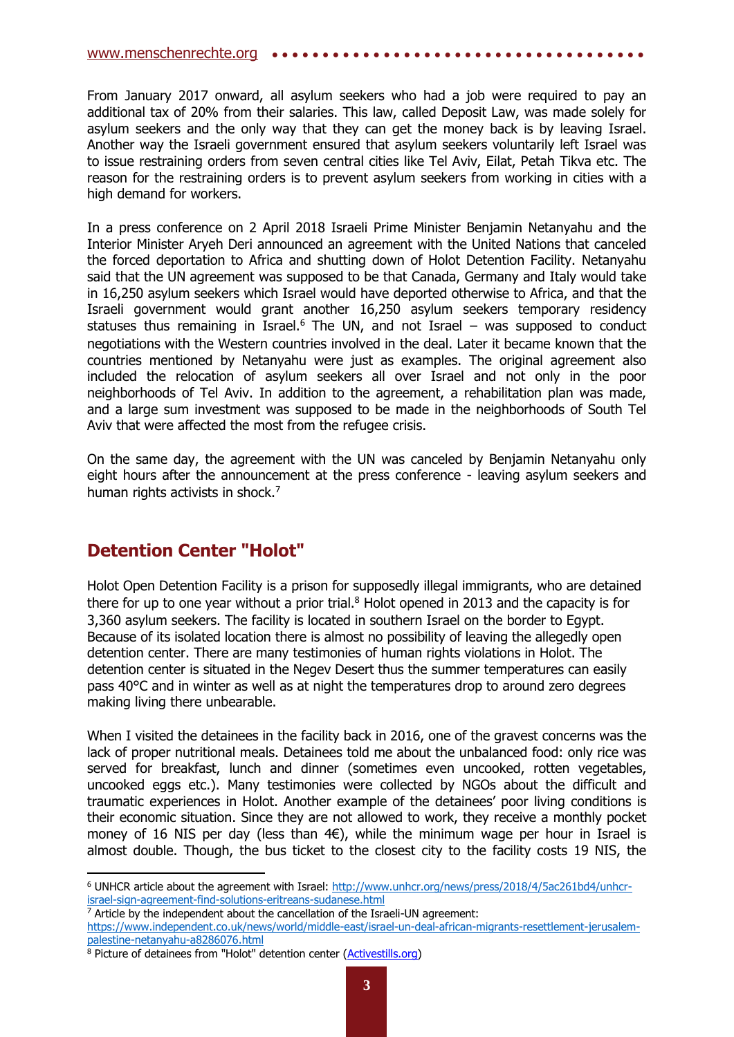From January 2017 onward, all asylum seekers who had a job were required to pay an additional tax of 20% from their salaries. This law, called Deposit Law, was made solely for asylum seekers and the only way that they can get the money back is by leaving Israel. Another way the Israeli government ensured that asylum seekers voluntarily left Israel was to issue restraining orders from seven central cities like Tel Aviv, Eilat, Petah Tikva etc. The reason for the restraining orders is to prevent asylum seekers from working in cities with a high demand for workers.

In a press conference on 2 April 2018 Israeli Prime Minister Benjamin Netanyahu and the Interior Minister Aryeh Deri announced an agreement with the United Nations that canceled the forced deportation to Africa and shutting down of Holot Detention Facility. Netanyahu said that the UN agreement was supposed to be that Canada, Germany and Italy would take in 16,250 asylum seekers which Israel would have deported otherwise to Africa, and that the Israeli government would grant another 16,250 asylum seekers temporary residency statuses thus remaining in Israel.[6] The UN, and not Israel – was supposed to conduct negotiations with the Western countries involved in the deal. Later it became known that the countries mentioned by Netanyahu were just as examples. The original agreement also included the relocation of asylum seekers all over Israel and not only in the poor neighborhoods of Tel Aviv. In addition to the agreement, a rehabilitation plan was made, and a large sum investment was supposed to be made in the neighborhoods of South Tel Aviv that were affected the most from the refugee crisis.

On the same day, the agreement with the UN was canceled by Benjamin Netanyahu only eight hours after the announcement at the press conference - leaving asylum seekers and human rights activists in shock.[7]

## Detention Center "Holot"

Holot Open Detention Facility is a prison for supposedly illegal immigrants, who are detained there for up to one year without a prior trial.[8] Holot opened in 2013 and the capacity is for 3,360 asylum seekers. The facility is located in southern Israel on the border to Egypt. Because of its isolated location there is almost no possibility of leaving the allegedly open detention center. There are many testimonies of human rights violations in Holot. The detention center is situated in the Negev Desert thus the summer temperatures can easily pass 40°C and in winter as well as at night the temperatures drop to around zero degrees making living there unbearable.

When I visited the detainees in the facility back in 2016, one of the gravest concerns was the lack of proper nutritional meals. Detainees told me about the unbalanced food: only rice was served for breakfast, lunch and dinner (sometimes even uncooked, rotten vegetables, uncooked eggs etc.). Many testimonies were collected by NGOs about the difficult and traumatic experiences in Holot. Another example of the detainees' poor living conditions is their economic situation. Since they are not allowed to work, they receive a monthly pocket money of 16 NIS per day (less than 4€), while the minimum wage per hour in Israel is almost double. Though, the bus ticket to the closest city to the facility costs 19 NIS, the

---

[6] UNHCR article about the agreement with Israel: http://www.unhcr.org/news/press/2018/4/5ac261bd4/unhcr-israel-sign-agreement-find-solutions-eritreans-sudanese.html

[7] Article by the independent about the cancellation of the Israeli-UN agreement: https://www.independent.co.uk/news/world/middle-east/israel-un-deal-african-migrants-resettlement-jerusalem-palestine-netanyahu-a8286076.html

[8] Picture of detainees from "Holot" detention center (Activestills.org)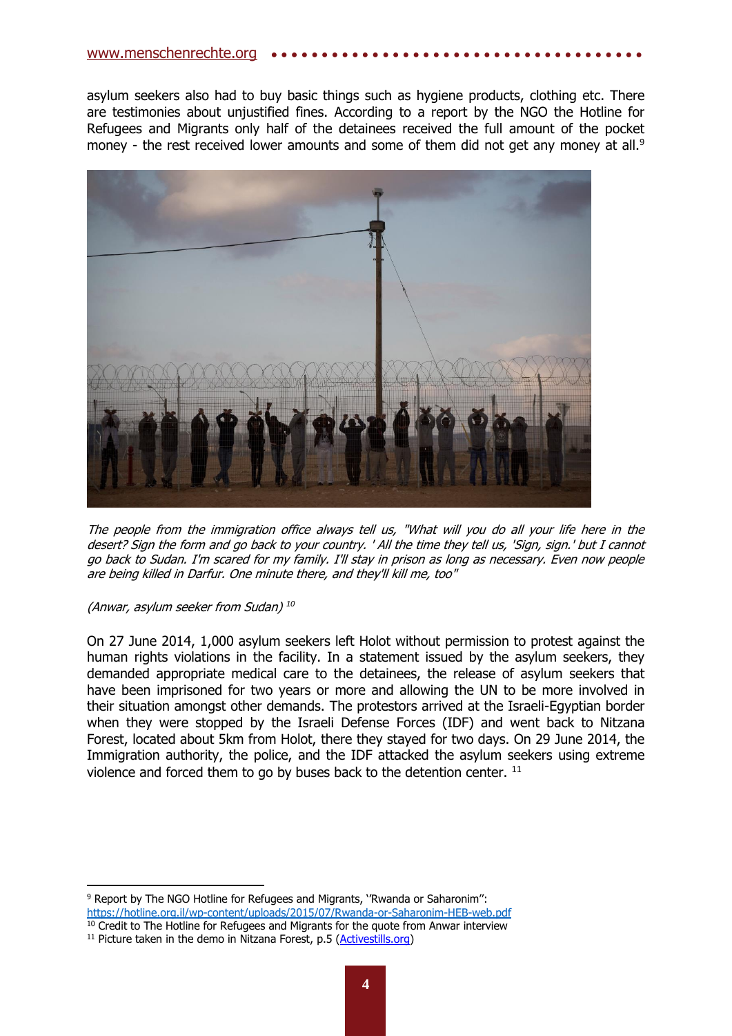asylum seekers also had to buy basic things such as hygiene products, clothing etc. There are testimonies about unjustified fines. According to a report by the NGO the Hotline for Refugees and Migrants only half of the detainees received the full amount of the pocket money - the rest received lower amounts and some of them did not get any money at all.[9]

*The people from the immigration office always tell us, "What will you do all your life here in the desert? Sign the form and go back to your country. ' All the time they tell us, 'Sign, sign.' but I cannot go back to Sudan. I'm scared for my family. I'll stay in prison as long as necessary. Even now people are being killed in Darfur. One minute there, and they'll kill me, too"*

*(Anwar, asylum seeker from Sudan)* [10]

On 27 June 2014, 1,000 asylum seekers left Holot without permission to protest against the human rights violations in the facility. In a statement issued by the asylum seekers, they demanded appropriate medical care to the detainees, the release of asylum seekers that have been imprisoned for two years or more and allowing the UN to be more involved in their situation amongst other demands. The protestors arrived at the Israeli-Egyptian border when they were stopped by the Israeli Defense Forces (IDF) and went back to Nitzana Forest, located about 5km from Holot, there they stayed for two days. On 29 June 2014, the Immigration authority, the police, and the IDF attacked the asylum seekers using extreme violence and forced them to go by buses back to the detention center. [11]

---

[9] Report by The NGO Hotline for Refugees and Migrants, ''Rwanda or Saharonim'': https://hotline.org.il/wp-content/uploads/2015/07/Rwanda-or-Saharonim-HEB-web.pdf

[10] Credit to The Hotline for Refugees and Migrants for the quote from Anwar interview

[11] Picture taken in the demo in Nitzana Forest, p.5 (Activestills.org)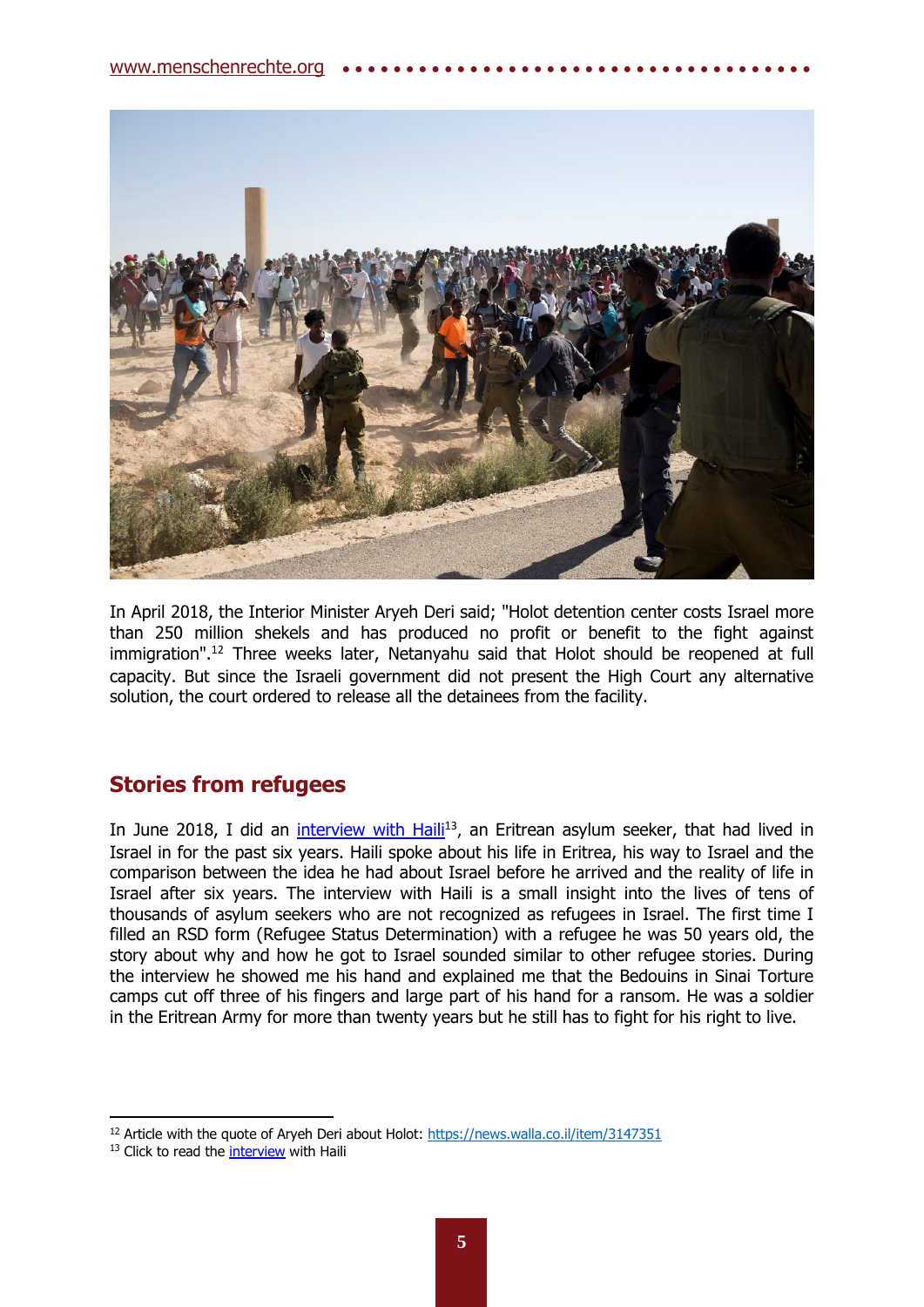In April 2018, the Interior Minister Aryeh Deri said; "Holot detention center costs Israel more than 250 million shekels and has produced no profit or benefit to the fight against immigration".[12] Three weeks later, Netanyahu said that Holot should be reopened at full capacity. But since the Israeli government did not present the High Court any alternative solution, the court ordered to release all the detainees from the facility.

## Stories from refugees

In June 2018, I did an interview with Haili[13], an Eritrean asylum seeker, that had lived in Israel in for the past six years. Haili spoke about his life in Eritrea, his way to Israel and the comparison between the idea he had about Israel before he arrived and the reality of life in Israel after six years. The interview with Haili is a small insight into the lives of tens of thousands of asylum seekers who are not recognized as refugees in Israel. The first time I filled an RSD form (Refugee Status Determination) with a refugee he was 50 years old, the story about why and how he got to Israel sounded similar to other refugee stories. During the interview he showed me his hand and explained me that the Bedouins in Sinai Torture camps cut off three of his fingers and large part of his hand for a ransom. He was a soldier in the Eritrean Army for more than twenty years but he still has to fight for his right to live.

---

[12] Article with the quote of Aryeh Deri about Holot: https://news.walla.co.il/item/3147351

[13] Click to read the interview with Haili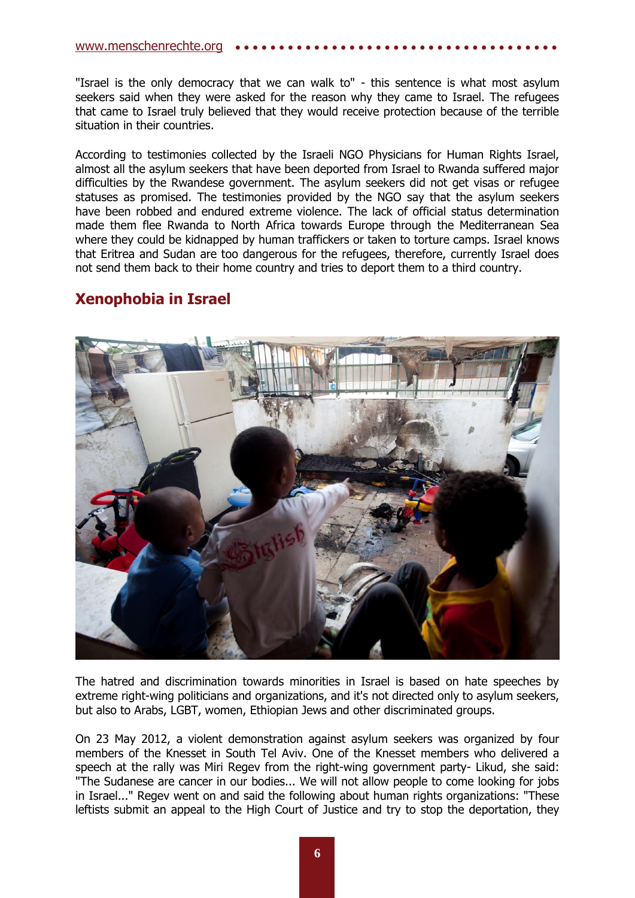"Israel is the only democracy that we can walk to" - this sentence is what most asylum seekers said when they were asked for the reason why they came to Israel. The refugees that came to Israel truly believed that they would receive protection because of the terrible situation in their countries.

According to testimonies collected by the Israeli NGO Physicians for Human Rights Israel, almost all the asylum seekers that have been deported from Israel to Rwanda suffered major difficulties by the Rwandese government. The asylum seekers did not get visas or refugee statuses as promised. The testimonies provided by the NGO say that the asylum seekers have been robbed and endured extreme violence. The lack of official status determination made them flee Rwanda to North Africa towards Europe through the Mediterranean Sea where they could be kidnapped by human traffickers or taken to torture camps. Israel knows that Eritrea and Sudan are too dangerous for the refugees, therefore, currently Israel does not send them back to their home country and tries to deport them to a third country.

## Xenophobia in Israel

The hatred and discrimination towards minorities in Israel is based on hate speeches by extreme right-wing politicians and organizations, and it's not directed only to asylum seekers, but also to Arabs, LGBT, women, Ethiopian Jews and other discriminated groups.

On 23 May 2012, a violent demonstration against asylum seekers was organized by four members of the Knesset in South Tel Aviv. One of the Knesset members who delivered a speech at the rally was Miri Regev from the right-wing government party- Likud, she said: "The Sudanese are cancer in our bodies... We will not allow people to come looking for jobs in Israel..." Regev went on and said the following about human rights organizations: "These leftists submit an appeal to the High Court of Justice and try to stop the deportation, they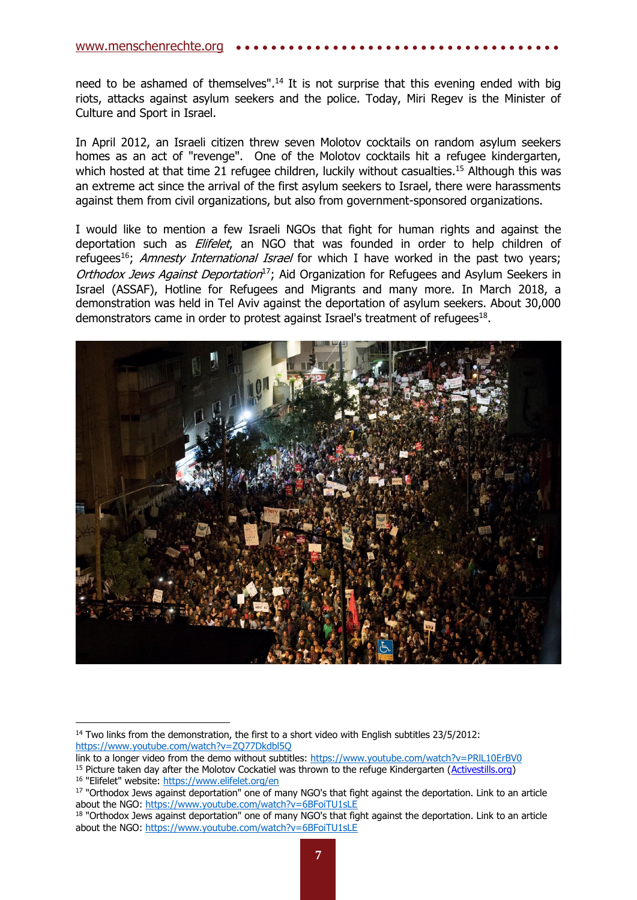need to be ashamed of themselves".[14] It is not surprise that this evening ended with big riots, attacks against asylum seekers and the police. Today, Miri Regev is the Minister of Culture and Sport in Israel.

In April 2012, an Israeli citizen threw seven Molotov cocktails on random asylum seekers homes as an act of "revenge". One of the Molotov cocktails hit a refugee kindergarten, which hosted at that time 21 refugee children, luckily without casualties.[15] Although this was an extreme act since the arrival of the first asylum seekers to Israel, there were harassments against them from civil organizations, but also from government-sponsored organizations.

I would like to mention a few Israeli NGOs that fight for human rights and against the deportation such as *Elifelet*, an NGO that was founded in order to help children of refugees[16]; *Amnesty International Israel* for which I have worked in the past two years; *Orthodox Jews Against Deportation*[17]; Aid Organization for Refugees and Asylum Seekers in Israel (ASSAF), Hotline for Refugees and Migrants and many more. In March 2018, a demonstration was held in Tel Aviv against the deportation of asylum seekers. About 30,000 demonstrators came in order to protest against Israel's treatment of refugees[18].

---

[14] Two links from the demonstration, the first to a short video with English subtitles 23/5/2012: https://www.youtube.com/watch?v=ZQ77Dkdbl5Q
link to a longer video from the demo without subtitles: https://www.youtube.com/watch?v=PRlL10ErBV0

[15] Picture taken day after the Molotov Cockatiel was thrown to the refuge Kindergarten (Activestills.org)

[16] "Elifelet" website: https://www.elifelet.org/en

[17] "Orthodox Jews against deportation" one of many NGO's that fight against the deportation. Link to an article about the NGO: https://www.youtube.com/watch?v=6BFoiTU1sLE

[18] "Orthodox Jews against deportation" one of many NGO's that fight against the deportation. Link to an article about the NGO: https://www.youtube.com/watch?v=6BFoiTU1sLE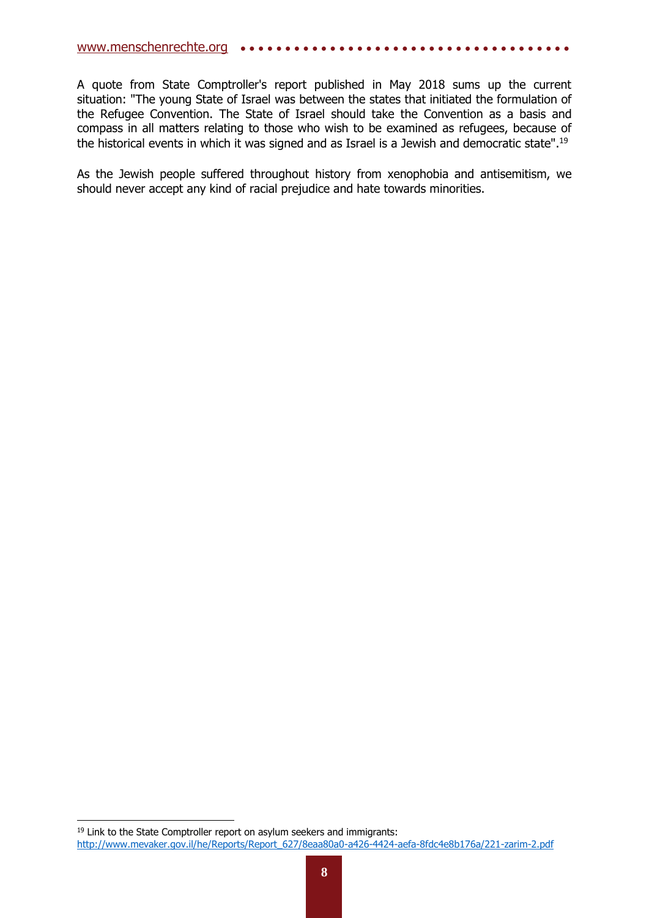A quote from State Comptroller's report published in May 2018 sums up the current situation: "The young State of Israel was between the states that initiated the formulation of the Refugee Convention. The State of Israel should take the Convention as a basis and compass in all matters relating to those who wish to be examined as refugees, because of the historical events in which it was signed and as Israel is a Jewish and democratic state".[19]

As the Jewish people suffered throughout history from xenophobia and antisemitism, we should never accept any kind of racial prejudice and hate towards minorities.

---

[19] Link to the State Comptroller report on asylum seekers and immigrants: http://www.mevaker.gov.il/he/Reports/Report_627/8eaa80a0-a426-4424-aefa-8fdc4e8b176a/221-zarim-2.pdf